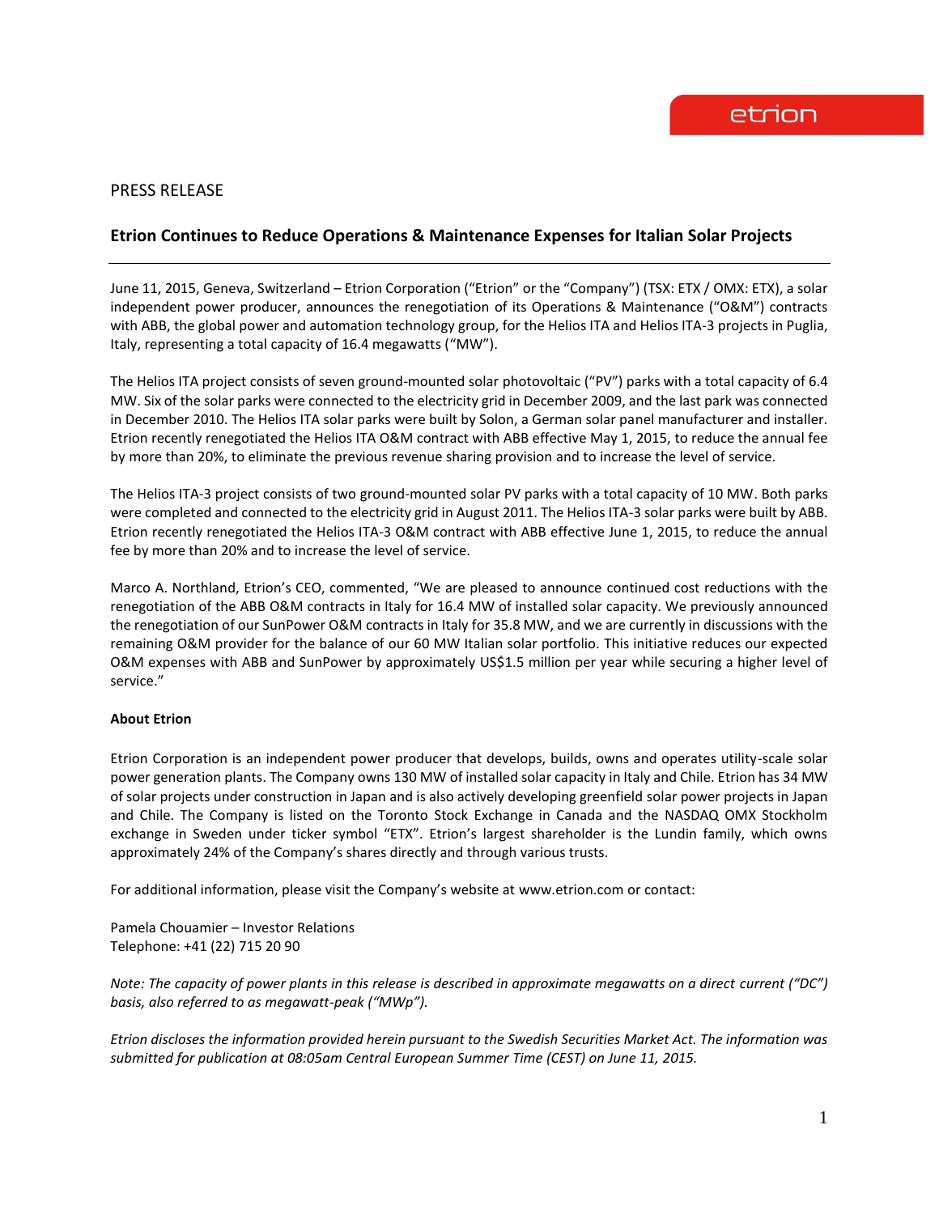PRESS RELEASE

# Etrion Continues to Reduce Operations & Maintenance Expenses for Italian Solar Projects

---

June 11, 2015, Geneva, Switzerland – Etrion Corporation ("Etrion" or the "Company") (TSX: ETX / OMX: ETX), a solar independent power producer, announces the renegotiation of its Operations & Maintenance ("O&M") contracts with ABB, the global power and automation technology group, for the Helios ITA and Helios ITA-3 projects in Puglia, Italy, representing a total capacity of 16.4 megawatts ("MW").

The Helios ITA project consists of seven ground-mounted solar photovoltaic ("PV") parks with a total capacity of 6.4 MW. Six of the solar parks were connected to the electricity grid in December 2009, and the last park was connected in December 2010. The Helios ITA solar parks were built by Solon, a German solar panel manufacturer and installer. Etrion recently renegotiated the Helios ITA O&M contract with ABB effective May 1, 2015, to reduce the annual fee by more than 20%, to eliminate the previous revenue sharing provision and to increase the level of service.

The Helios ITA-3 project consists of two ground-mounted solar PV parks with a total capacity of 10 MW. Both parks were completed and connected to the electricity grid in August 2011. The Helios ITA-3 solar parks were built by ABB. Etrion recently renegotiated the Helios ITA-3 O&M contract with ABB effective June 1, 2015, to reduce the annual fee by more than 20% and to increase the level of service.

Marco A. Northland, Etrion's CEO, commented, "We are pleased to announce continued cost reductions with the renegotiation of the ABB O&M contracts in Italy for 16.4 MW of installed solar capacity. We previously announced the renegotiation of our SunPower O&M contracts in Italy for 35.8 MW, and we are currently in discussions with the remaining O&M provider for the balance of our 60 MW Italian solar portfolio. This initiative reduces our expected O&M expenses with ABB and SunPower by approximately US$1.5 million per year while securing a higher level of service."

**About Etrion**

Etrion Corporation is an independent power producer that develops, builds, owns and operates utility-scale solar power generation plants. The Company owns 130 MW of installed solar capacity in Italy and Chile. Etrion has 34 MW of solar projects under construction in Japan and is also actively developing greenfield solar power projects in Japan and Chile. The Company is listed on the Toronto Stock Exchange in Canada and the NASDAQ OMX Stockholm exchange in Sweden under ticker symbol "ETX". Etrion's largest shareholder is the Lundin family, which owns approximately 24% of the Company's shares directly and through various trusts.

For additional information, please visit the Company's website at www.etrion.com or contact:

Pamela Chouamier – Investor Relations
Telephone: +41 (22) 715 20 90

*Note: The capacity of power plants in this release is described in approximate megawatts on a direct current ("DC") basis, also referred to as megawatt-peak ("MWp").*

*Etrion discloses the information provided herein pursuant to the Swedish Securities Market Act. The information was submitted for publication at 08:05am Central European Summer Time (CEST) on June 11, 2015.*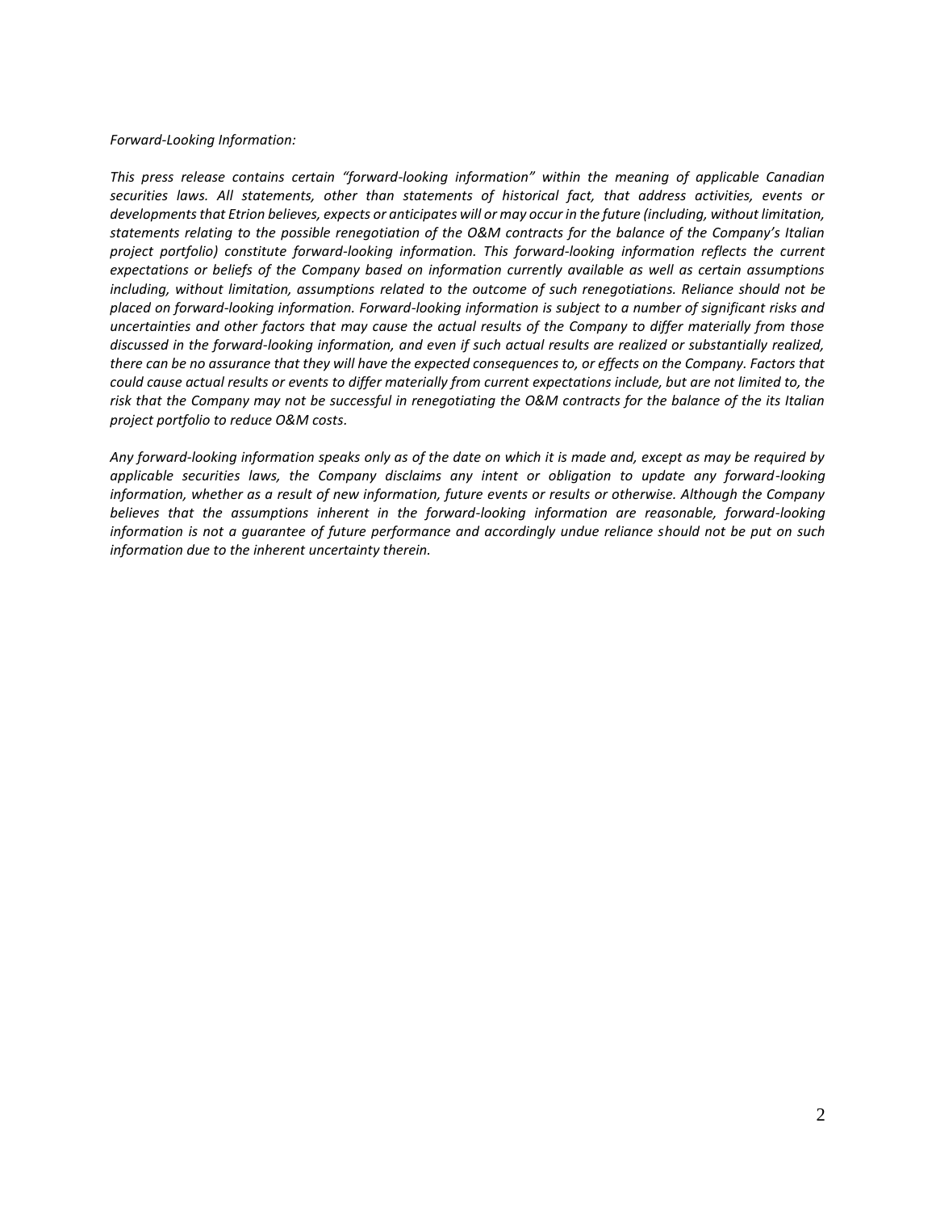*Forward-Looking Information:*

*This press release contains certain "forward-looking information" within the meaning of applicable Canadian securities laws. All statements, other than statements of historical fact, that address activities, events or developments that Etrion believes, expects or anticipates will or may occur in the future (including, without limitation, statements relating to the possible renegotiation of the O&M contracts for the balance of the Company's Italian project portfolio) constitute forward-looking information. This forward-looking information reflects the current expectations or beliefs of the Company based on information currently available as well as certain assumptions including, without limitation, assumptions related to the outcome of such renegotiations. Reliance should not be placed on forward-looking information. Forward-looking information is subject to a number of significant risks and uncertainties and other factors that may cause the actual results of the Company to differ materially from those discussed in the forward-looking information, and even if such actual results are realized or substantially realized, there can be no assurance that they will have the expected consequences to, or effects on the Company. Factors that could cause actual results or events to differ materially from current expectations include, but are not limited to, the risk that the Company may not be successful in renegotiating the O&M contracts for the balance of the its Italian project portfolio to reduce O&M costs.*

*Any forward-looking information speaks only as of the date on which it is made and, except as may be required by applicable securities laws, the Company disclaims any intent or obligation to update any forward-looking information, whether as a result of new information, future events or results or otherwise. Although the Company believes that the assumptions inherent in the forward-looking information are reasonable, forward-looking information is not a guarantee of future performance and accordingly undue reliance should not be put on such information due to the inherent uncertainty therein.*